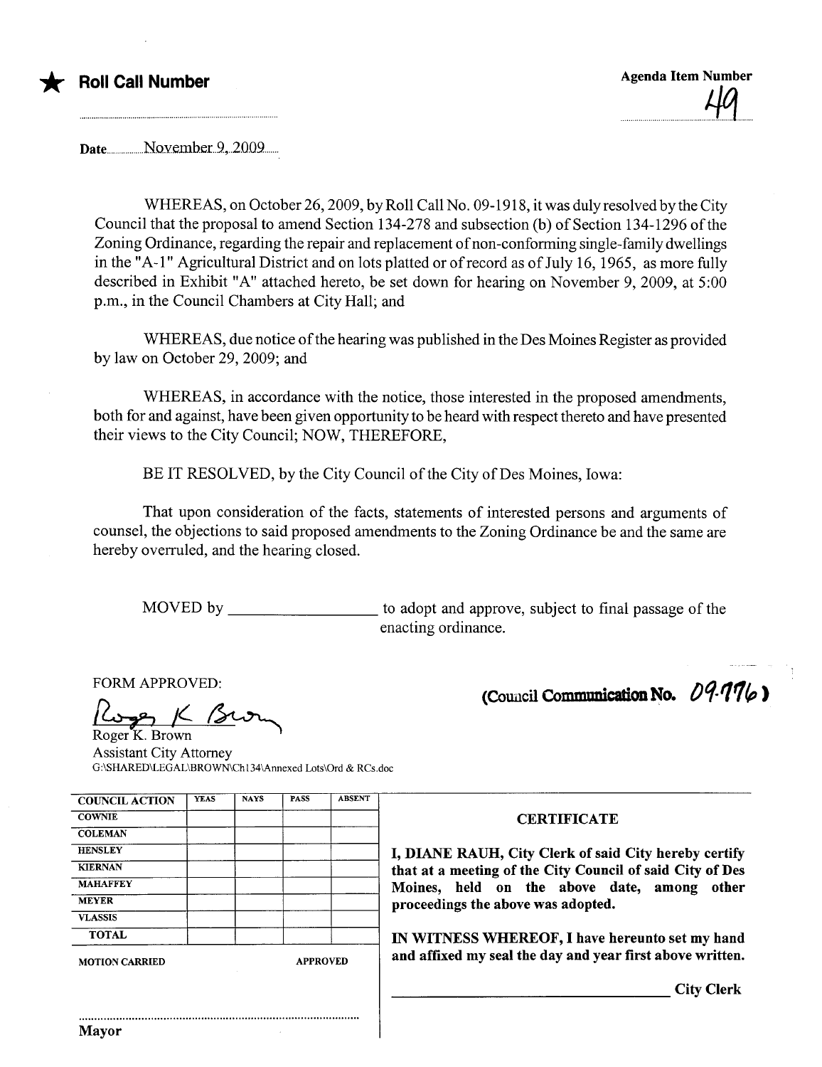★ **Roll Call Number**

**Agenda Item Number**

49

Date November 9, 2009

WHEREAS, on October 26, 2009, by Roll Call No. 09-1918, it was duly resolved by the City Council that the proposal to amend Section 134-278 and subsection (b) of Section 134-1296 of the Zoning Ordinance, regarding the repair and replacement of non-conforming single-family dwellings in the "A-1" Agricultural District and on lots platted or of record as of July 16, 1965, as more fully described in Exhibit "A" attached hereto, be set down for hearing on November 9, 2009, at 5:00 p.m., in the Council Chambers at City Hall; and

WHEREAS, due notice of the hearing was published in the Des Moines Register as provided by law on October 29, 2009; and

WHEREAS, in accordance with the notice, those interested in the proposed amendments, both for and against, have been given opportunity to be heard with respect thereto and have presented their views to the City Council; NOW, THEREFORE,

BE IT RESOLVED, by the City Council of the City of Des Moines, Iowa:

That upon consideration of the facts, statements of interested persons and arguments of counsel, the objections to said proposed amendments to the Zoning Ordinance be and the same are hereby overruled, and the hearing closed.

MOVED by __________________ to adopt and approve, subject to final passage of the enacting ordinance.

FORM APPROVED:

Roger K. Brown
Assistant City Attorney
G:\SHARED\LEGAL\BROWN\Ch134\Annexed Lots\Ord & RCs.doc

(Council Communication No. 09-776)

| COUNCIL ACTION | YEAS | NAYS | PASS | ABSENT |
|---|---|---|---|---|
| COWNIE | | | | |
| COLEMAN | | | | |
| HENSLEY | | | | |
| KIERNAN | | | | |
| MAHAFFEY | | | | |
| MEYER | | | | |
| VLASSIS | | | | |
| TOTAL | | | | |

MOTION CARRIED APPROVED

Mayor

**CERTIFICATE**

**I, DIANE RAUH, City Clerk of said City hereby certify that at a meeting of the City Council of said City of Des Moines, held on the above date, among other proceedings the above was adopted.**

**IN WITNESS WHEREOF, I have hereunto set my hand and affixed my seal the day and year first above written.**

**City Clerk**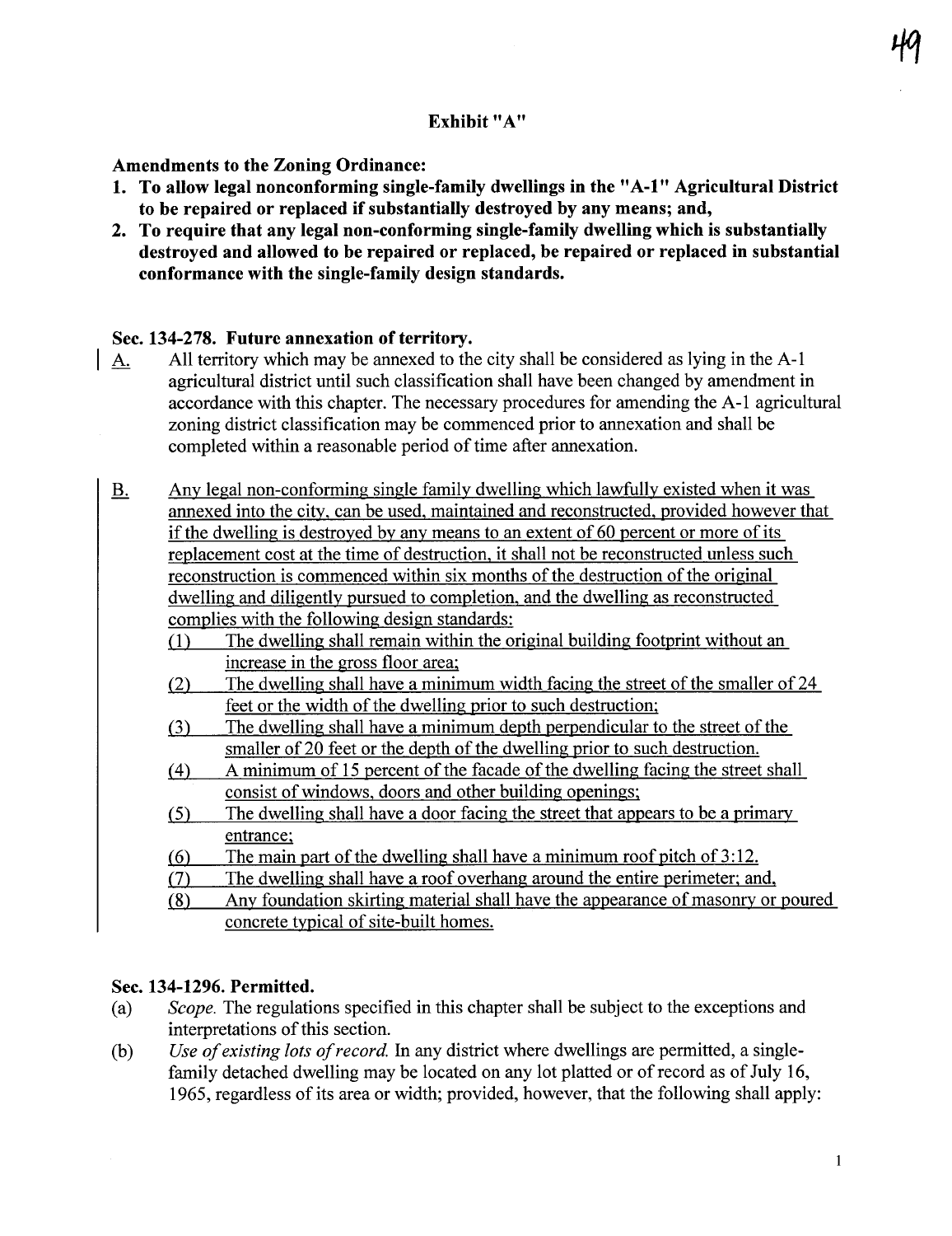**Exhibit "A"**

**Amendments to the Zoning Ordinance:**

1. **To allow legal nonconforming single-family dwellings in the "A-1" Agricultural District to be repaired or replaced if substantially destroyed by any means; and,**
2. **To require that any legal non-conforming single-family dwelling which is substantially destroyed and allowed to be repaired or replaced, be repaired or replaced in substantial conformance with the single-family design standards.**

**Sec. 134-278. Future annexation of territory.**

A. All territory which may be annexed to the city shall be considered as lying in the A-1 agricultural district until such classification shall have been changed by amendment in accordance with this chapter. The necessary procedures for amending the A-1 agricultural zoning district classification may be commenced prior to annexation and shall be completed within a reasonable period of time after annexation.

B. Any legal non-conforming single family dwelling which lawfully existed when it was annexed into the city, can be used, maintained and reconstructed, provided however that if the dwelling is destroyed by any means to an extent of 60 percent or more of its replacement cost at the time of destruction, it shall not be reconstructed unless such reconstruction is commenced within six months of the destruction of the original dwelling and diligently pursued to completion, and the dwelling as reconstructed complies with the following design standards:

(1) The dwelling shall remain within the original building footprint without an increase in the gross floor area;

(2) The dwelling shall have a minimum width facing the street of the smaller of 24 feet or the width of the dwelling prior to such destruction;

(3) The dwelling shall have a minimum depth perpendicular to the street of the smaller of 20 feet or the depth of the dwelling prior to such destruction.

(4) A minimum of 15 percent of the facade of the dwelling facing the street shall consist of windows, doors and other building openings;

(5) The dwelling shall have a door facing the street that appears to be a primary entrance;

(6) The main part of the dwelling shall have a minimum roof pitch of 3:12.

(7) The dwelling shall have a roof overhang around the entire perimeter; and,

(8) Any foundation skirting material shall have the appearance of masonry or poured concrete typical of site-built homes.

**Sec. 134-1296. Permitted.**

(a) *Scope.* The regulations specified in this chapter shall be subject to the exceptions and interpretations of this section.

(b) *Use of existing lots of record.* In any district where dwellings are permitted, a single-family detached dwelling may be located on any lot platted or of record as of July 16, 1965, regardless of its area or width; provided, however, that the following shall apply: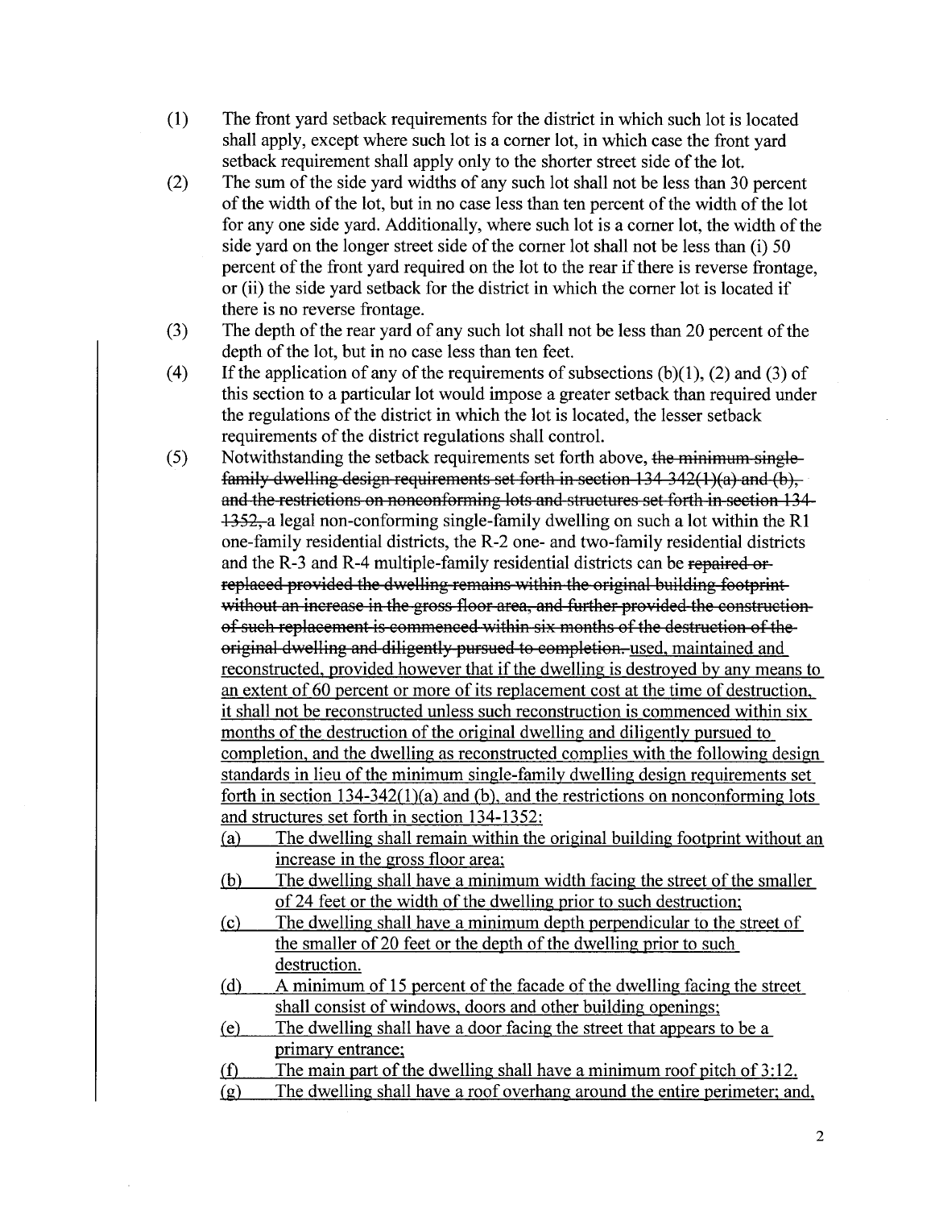(1) The front yard setback requirements for the district in which such lot is located shall apply, except where such lot is a corner lot, in which case the front yard setback requirement shall apply only to the shorter street side of the lot.

(2) The sum of the side yard widths of any such lot shall not be less than 30 percent of the width of the lot, but in no case less than ten percent of the width of the lot for any one side yard. Additionally, where such lot is a corner lot, the width of the side yard on the longer street side of the corner lot shall not be less than (i) 50 percent of the front yard required on the lot to the rear if there is reverse frontage, or (ii) the side yard setback for the district in which the corner lot is located if there is no reverse frontage.

(3) The depth of the rear yard of any such lot shall not be less than 20 percent of the depth of the lot, but in no case less than ten feet.

(4) If the application of any of the requirements of subsections (b)(1), (2) and (3) of this section to a particular lot would impose a greater setback than required under the regulations of the district in which the lot is located, the lesser setback requirements of the district regulations shall control.

(5) Notwithstanding the setback requirements set forth above, ~~the minimum single-family dwelling design requirements set forth in section 134-342(1)(a) and (b), and the restrictions on nonconforming lots and structures set forth in section 134-1352,~~ a legal non-conforming single-family dwelling on such a lot within the R1 one-family residential districts, the R-2 one- and two-family residential districts and the R-3 and R-4 multiple-family residential districts can be ~~repaired or replaced provided the dwelling remains within the original building footprint without an increase in the gross floor area, and further provided the construction of such replacement is commenced within six months of the destruction of the original dwelling and diligently pursued to completion.~~ <u>used, maintained and reconstructed, provided however that if the dwelling is destroyed by any means to an extent of 60 percent or more of its replacement cost at the time of destruction, it shall not be reconstructed unless such reconstruction is commenced within six months of the destruction of the original dwelling and diligently pursued to completion, and the dwelling as reconstructed complies with the following design standards in lieu of the minimum single-family dwelling design requirements set forth in section 134-342(1)(a) and (b), and the restrictions on nonconforming lots and structures set forth in section 134-1352:</u>

   <u>(a) The dwelling shall remain within the original building footprint without an increase in the gross floor area;</u>

   <u>(b) The dwelling shall have a minimum width facing the street of the smaller of 24 feet or the width of the dwelling prior to such destruction;</u>

   <u>(c) The dwelling shall have a minimum depth perpendicular to the street of the smaller of 20 feet or the depth of the dwelling prior to such destruction.</u>

   <u>(d) A minimum of 15 percent of the facade of the dwelling facing the street shall consist of windows, doors and other building openings;</u>

   <u>(e) The dwelling shall have a door facing the street that appears to be a primary entrance;</u>

   <u>(f) The main part of the dwelling shall have a minimum roof pitch of 3:12.</u>

   <u>(g) The dwelling shall have a roof overhang around the entire perimeter; and,</u>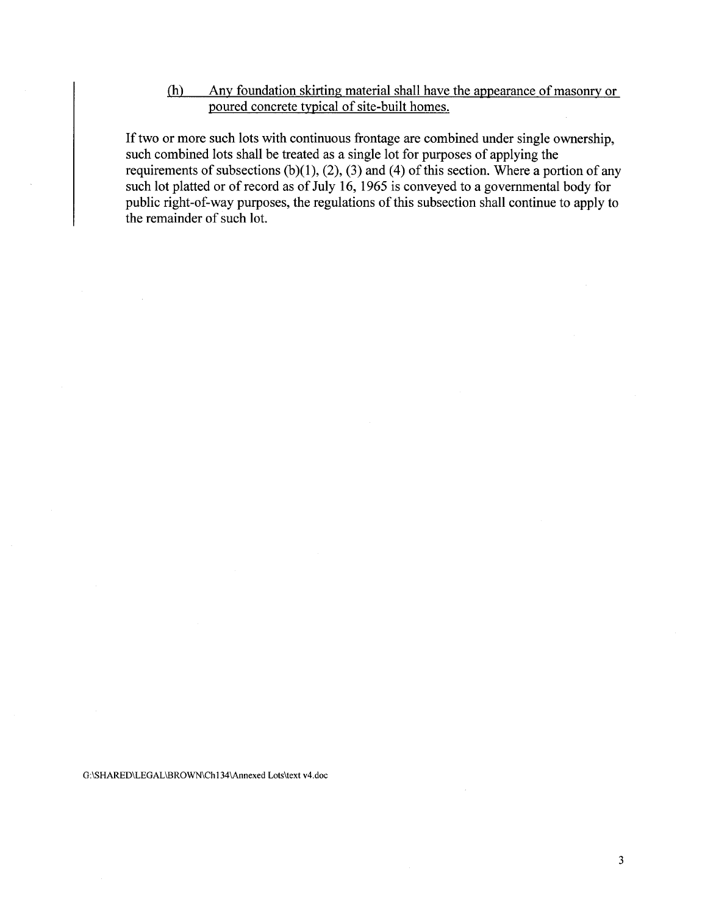(h) Any foundation skirting material shall have the appearance of masonry or poured concrete typical of site-built homes.

If two or more such lots with continuous frontage are combined under single ownership, such combined lots shall be treated as a single lot for purposes of applying the requirements of subsections (b)(1), (2), (3) and (4) of this section. Where a portion of any such lot platted or of record as of July 16, 1965 is conveyed to a governmental body for public right-of-way purposes, the regulations of this subsection shall continue to apply to the remainder of such lot.

G:\SHARED\LEGAL\BROWN\Ch134\Annexed Lots\text v4.doc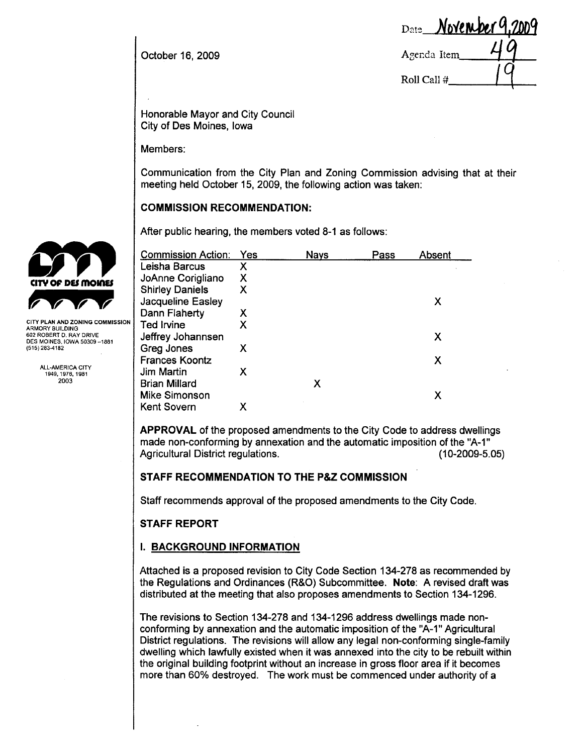Date November 9, 2009

Agenda Item 49

Roll Call # 19

October 16, 2009

CITY OF DES MOINES

CITY PLAN AND ZONING COMMISSION
ARMORY BUILDING
602 ROBERT D. RAY DRIVE
DES MOINES, IOWA 50309-1881
(515) 283-4182

ALL-AMERICA CITY
1949, 1976, 1981
2003

Honorable Mayor and City Council
City of Des Moines, Iowa

Members:

Communication from the City Plan and Zoning Commission advising that at their meeting held October 15, 2009, the following action was taken:

## COMMISSION RECOMMENDATION:

After public hearing, the members voted 8-1 as follows:

| Commission Action: | Yes | Nays | Pass | Absent |
|---|---|---|---|---|
| Leisha Barcus | X | | | |
| JoAnne Corigliano | X | | | |
| Shirley Daniels | X | | | |
| Jacqueline Easley | | | | X |
| Dann Flaherty | X | | | |
| Ted Irvine | X | | | |
| Jeffrey Johannsen | | | | X |
| Greg Jones | X | | | |
| Frances Koontz | | | | X |
| Jim Martin | X | | | |
| Brian Millard | | X | | |
| Mike Simonson | | | | X |
| Kent Sovern | X | | | |

**APPROVAL** of the proposed amendments to the City Code to address dwellings made non-conforming by annexation and the automatic imposition of the "A-1" Agricultural District regulations. (10-2009-5.05)

## STAFF RECOMMENDATION TO THE P&Z COMMISSION

Staff recommends approval of the proposed amendments to the City Code.

## STAFF REPORT

### I. BACKGROUND INFORMATION

Attached is a proposed revision to City Code Section 134-278 as recommended by the Regulations and Ordinances (R&O) Subcommittee. **Note**: A revised draft was distributed at the meeting that also proposes amendments to Section 134-1296.

The revisions to Section 134-278 and 134-1296 address dwellings made non-conforming by annexation and the automatic imposition of the "A-1" Agricultural District regulations. The revisions will allow any legal non-conforming single-family dwelling which lawfully existed when it was annexed into the city to be rebuilt within the original building footprint without an increase in gross floor area if it becomes more than 60% destroyed. The work must be commenced under authority of a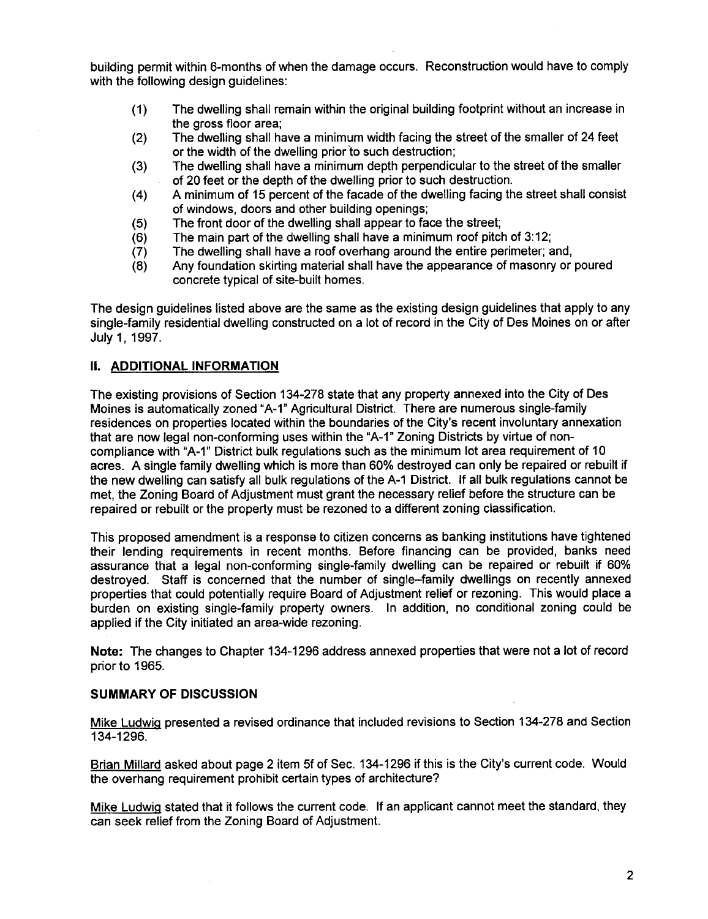building permit within 6-months of when the damage occurs. Reconstruction would have to comply with the following design guidelines:

(1) The dwelling shall remain within the original building footprint without an increase in the gross floor area;
(2) The dwelling shall have a minimum width facing the street of the smaller of 24 feet or the width of the dwelling prior to such destruction;
(3) The dwelling shall have a minimum depth perpendicular to the street of the smaller of 20 feet or the depth of the dwelling prior to such destruction.
(4) A minimum of 15 percent of the facade of the dwelling facing the street shall consist of windows, doors and other building openings;
(5) The front door of the dwelling shall appear to face the street;
(6) The main part of the dwelling shall have a minimum roof pitch of 3:12;
(7) The dwelling shall have a roof overhang around the entire perimeter; and,
(8) Any foundation skirting material shall have the appearance of masonry or poured concrete typical of site-built homes.

The design guidelines listed above are the same as the existing design guidelines that apply to any single-family residential dwelling constructed on a lot of record in the City of Des Moines on or after July 1, 1997.

## II. ADDITIONAL INFORMATION

The existing provisions of Section 134-278 state that any property annexed into the City of Des Moines is automatically zoned "A-1" Agricultural District. There are numerous single-family residences on properties located within the boundaries of the City's recent involuntary annexation that are now legal non-conforming uses within the "A-1" Zoning Districts by virtue of non-compliance with "A-1" District bulk regulations such as the minimum lot area requirement of 10 acres. A single family dwelling which is more than 60% destroyed can only be repaired or rebuilt if the new dwelling can satisfy all bulk regulations of the A-1 District. If all bulk regulations cannot be met, the Zoning Board of Adjustment must grant the necessary relief before the structure can be repaired or rebuilt or the property must be rezoned to a different zoning classification.

This proposed amendment is a response to citizen concerns as banking institutions have tightened their lending requirements in recent months. Before financing can be provided, banks need assurance that a legal non-conforming single-family dwelling can be repaired or rebuilt if 60% destroyed. Staff is concerned that the number of single-family dwellings on recently annexed properties that could potentially require Board of Adjustment relief or rezoning. This would place a burden on existing single-family property owners. In addition, no conditional zoning could be applied if the City initiated an area-wide rezoning.

**Note:** The changes to Chapter 134-1296 address annexed properties that were not a lot of record prior to 1965.

### SUMMARY OF DISCUSSION

Mike Ludwig presented a revised ordinance that included revisions to Section 134-278 and Section 134-1296.

Brian Millard asked about page 2 item 5f of Sec. 134-1296 if this is the City's current code. Would the overhang requirement prohibit certain types of architecture?

Mike Ludwig stated that it follows the current code. If an applicant cannot meet the standard, they can seek relief from the Zoning Board of Adjustment.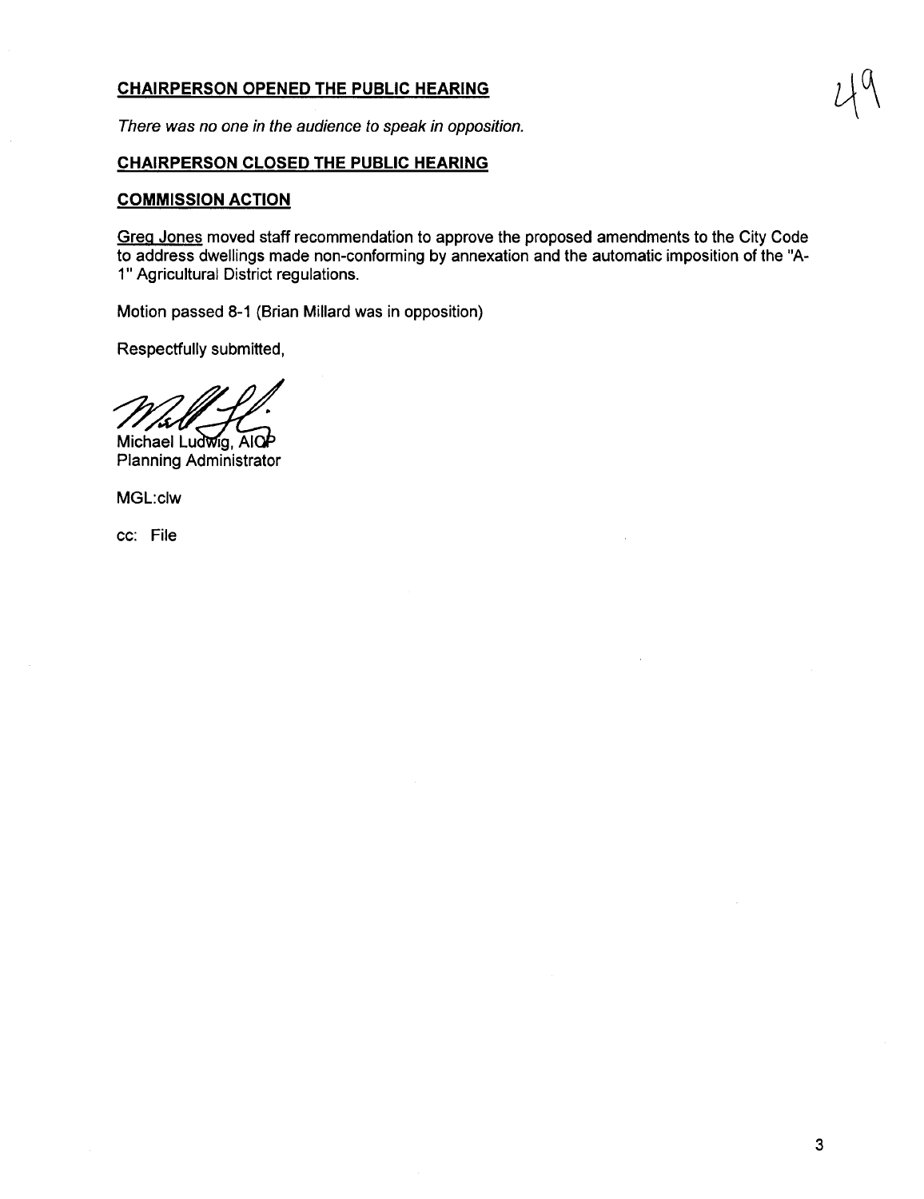**CHAIRPERSON OPENED THE PUBLIC HEARING**

*There was no one in the audience to speak in opposition.*

**CHAIRPERSON CLOSED THE PUBLIC HEARING**

**COMMISSION ACTION**

Greg Jones moved staff recommendation to approve the proposed amendments to the City Code to address dwellings made non-conforming by annexation and the automatic imposition of the "A-1" Agricultural District regulations.

Motion passed 8-1 (Brian Millard was in opposition)

Respectfully submitted,

Michael Ludwig, AICP
Planning Administrator

MGL:clw

cc: File